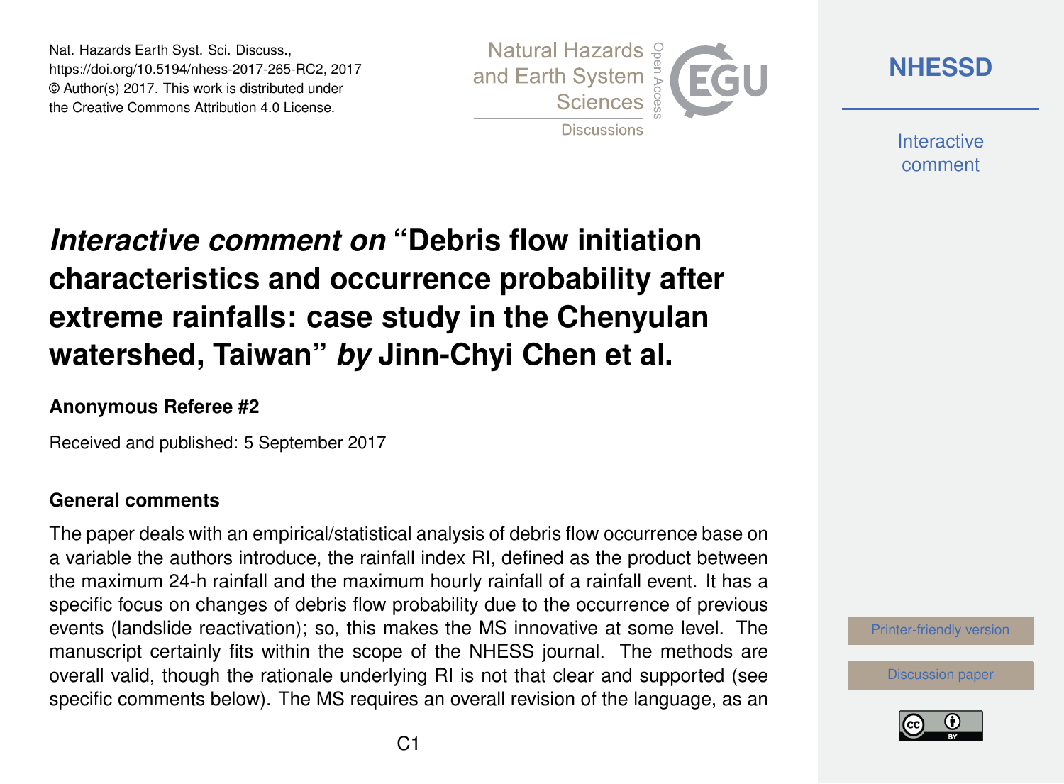Nat. Hazards Earth Syst. Sci. Discuss.,
https://doi.org/10.5194/nhess-2017-265-RC2, 2017
© Author(s) 2017. This work is distributed under
the Creative Commons Attribution 4.0 License.

# *Interactive comment on* "Debris flow initiation characteristics and occurrence probability after extreme rainfalls: case study in the Chenyulan watershed, Taiwan" *by* Jinn-Chyi Chen et al.

### Anonymous Referee #2

Received and published: 5 September 2017

## General comments

The paper deals with an empirical/statistical analysis of debris flow occurrence base on a variable the authors introduce, the rainfall index RI, defined as the product between the maximum 24-h rainfall and the maximum hourly rainfall of a rainfall event. It has a specific focus on changes of debris flow probability due to the occurrence of previous events (landslide reactivation); so, this makes the MS innovative at some level. The manuscript certainly fits within the scope of the NHESS journal. The methods are overall valid, though the rationale underlying RI is not that clear and supported (see specific comments below). The MS requires an overall revision of the language, as an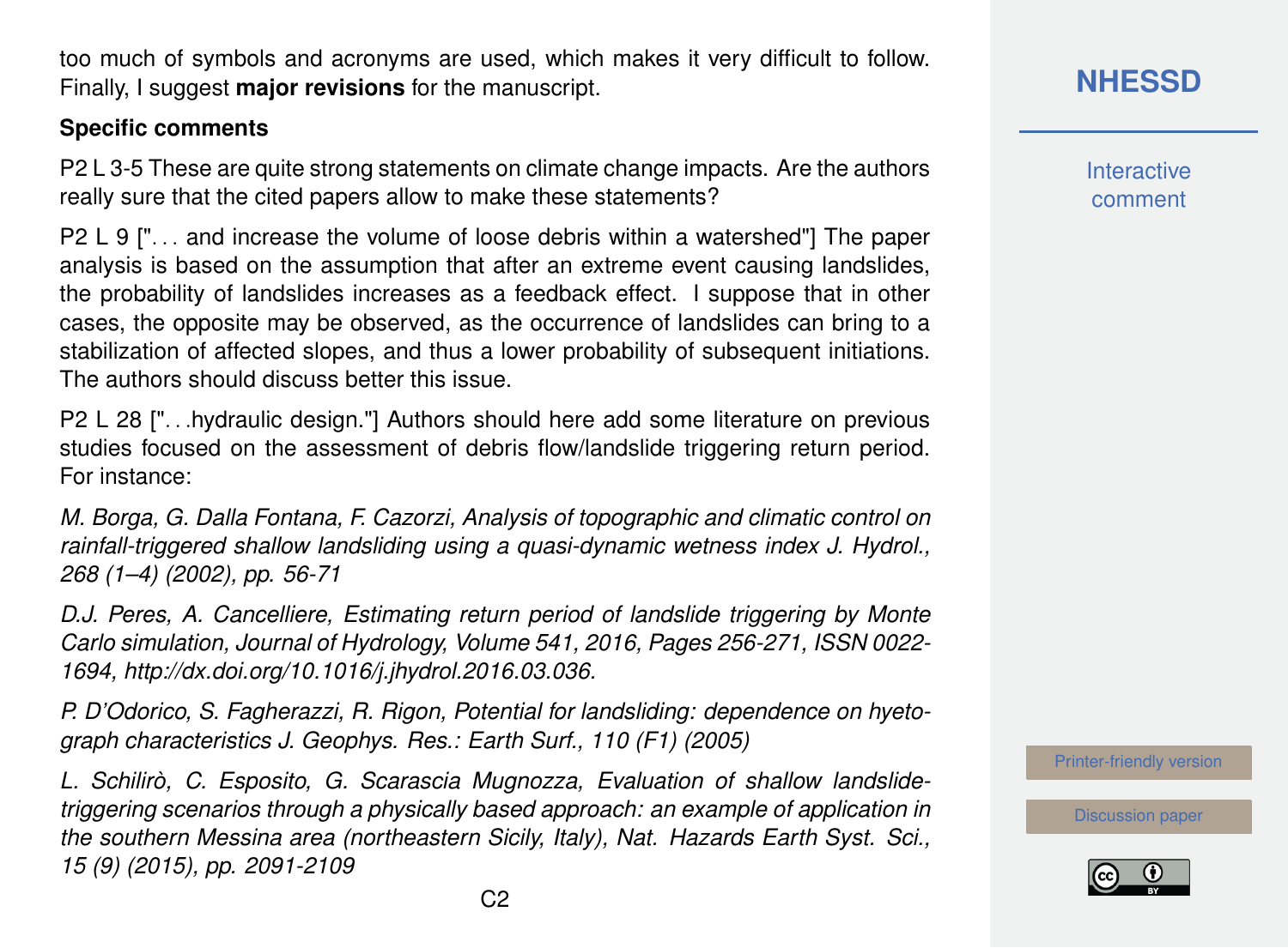too much of symbols and acronyms are used, which makes it very difficult to follow. Finally, I suggest **major revisions** for the manuscript.

**Specific comments**

P2 L 3-5 These are quite strong statements on climate change impacts. Are the authors really sure that the cited papers allow to make these statements?

P2 L 9 ["... and increase the volume of loose debris within a watershed"] The paper analysis is based on the assumption that after an extreme event causing landslides, the probability of landslides increases as a feedback effect. I suppose that in other cases, the opposite may be observed, as the occurrence of landslides can bring to a stabilization of affected slopes, and thus a lower probability of subsequent initiations. The authors should discuss better this issue.

P2 L 28 ["...hydraulic design."] Authors should here add some literature on previous studies focused on the assessment of debris flow/landslide triggering return period. For instance:

*M. Borga, G. Dalla Fontana, F. Cazorzi, Analysis of topographic and climatic control on rainfall-triggered shallow landsliding using a quasi-dynamic wetness index J. Hydrol., 268 (1–4) (2002), pp. 56-71*

*D.J. Peres, A. Cancelliere, Estimating return period of landslide triggering by Monte Carlo simulation, Journal of Hydrology, Volume 541, 2016, Pages 256-271, ISSN 0022-1694, http://dx.doi.org/10.1016/j.jhydrol.2016.03.036.*

*P. D'Odorico, S. Fagherazzi, R. Rigon, Potential for landsliding: dependence on hyetograph characteristics J. Geophys. Res.: Earth Surf., 110 (F1) (2005)*

*L. Schilirò, C. Esposito, G. Scarascia Mugnozza, Evaluation of shallow landslide-triggering scenarios through a physically based approach: an example of application in the southern Messina area (northeastern Sicily, Italy), Nat. Hazards Earth Syst. Sci., 15 (9) (2015), pp. 2091-2109*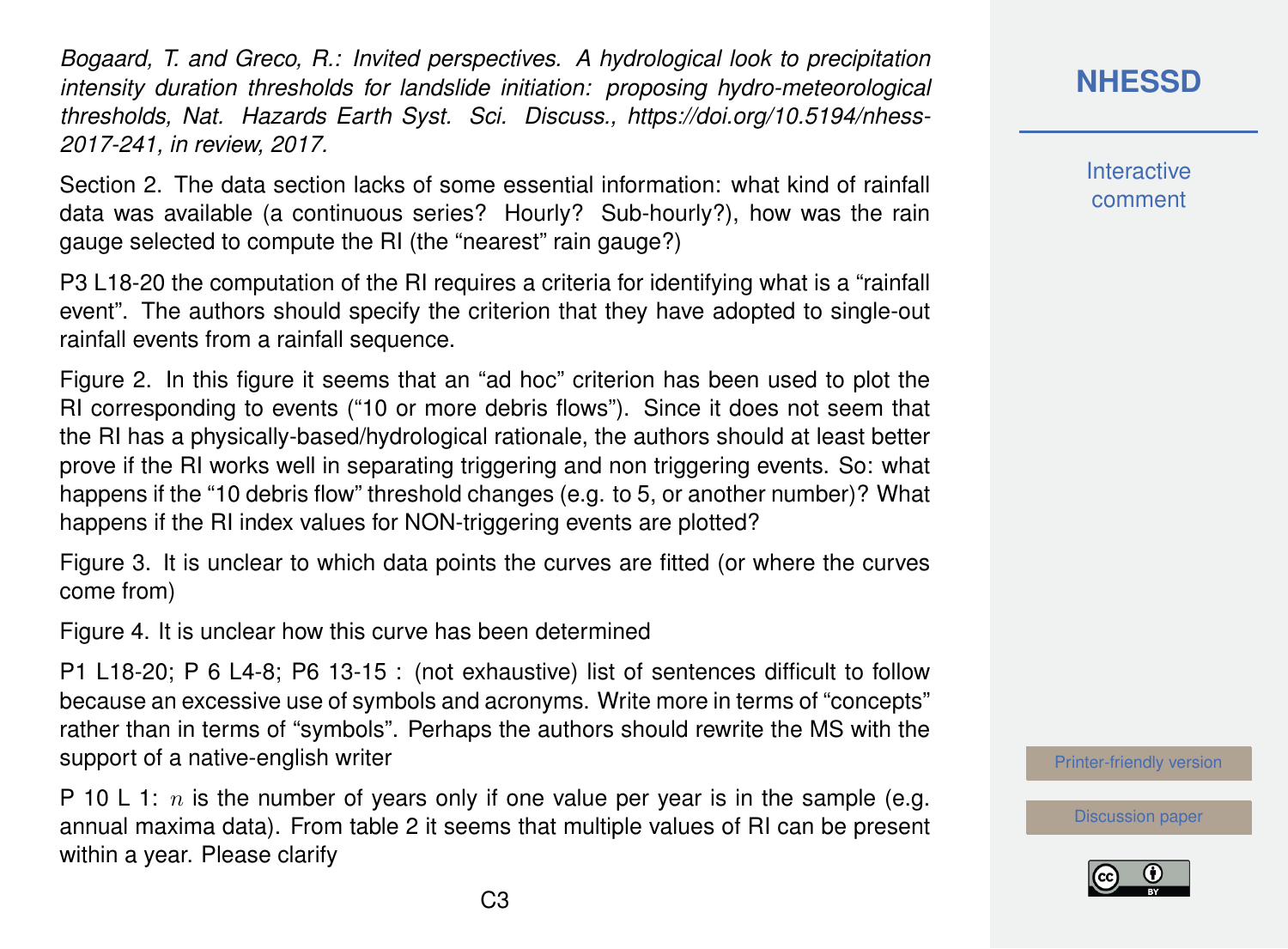*Bogaard, T. and Greco, R.: Invited perspectives. A hydrological look to precipitation intensity duration thresholds for landslide initiation: proposing hydro-meteorological thresholds, Nat. Hazards Earth Syst. Sci. Discuss., https://doi.org/10.5194/nhess-2017-241, in review, 2017.*

Section 2. The data section lacks of some essential information: what kind of rainfall data was available (a continuous series? Hourly? Sub-hourly?), how was the rain gauge selected to compute the RI (the "nearest" rain gauge?)

P3 L18-20 the computation of the RI requires a criteria for identifying what is a "rainfall event". The authors should specify the criterion that they have adopted to single-out rainfall events from a rainfall sequence.

Figure 2. In this figure it seems that an "ad hoc" criterion has been used to plot the RI corresponding to events ("10 or more debris flows"). Since it does not seem that the RI has a physically-based/hydrological rationale, the authors should at least better prove if the RI works well in separating triggering and non triggering events. So: what happens if the "10 debris flow" threshold changes (e.g. to 5, or another number)? What happens if the RI index values for NON-triggering events are plotted?

Figure 3. It is unclear to which data points the curves are fitted (or where the curves come from)

Figure 4. It is unclear how this curve has been determined

P1 L18-20; P 6 L4-8; P6 13-15 : (not exhaustive) list of sentences difficult to follow because an excessive use of symbols and acronyms. Write more in terms of "concepts" rather than in terms of "symbols". Perhaps the authors should rewrite the MS with the support of a native-english writer

P 10 L 1: $n$ is the number of years only if one value per year is in the sample (e.g. annual maxima data). From table 2 it seems that multiple values of RI can be present within a year. Please clarify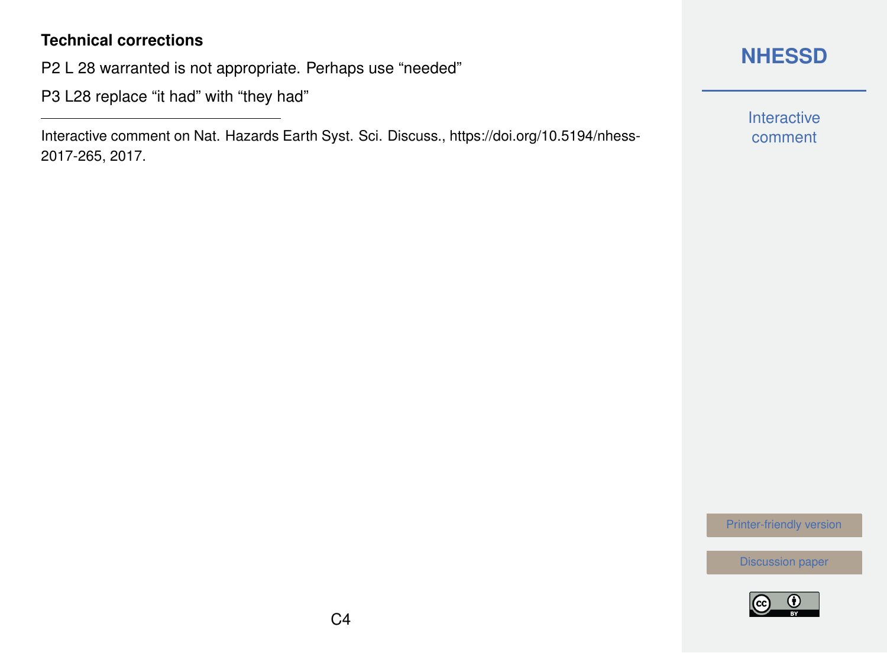**Technical corrections**

P2 L 28 warranted is not appropriate. Perhaps use “needed”

P3 L28 replace “it had” with “they had”

---

Interactive comment on Nat. Hazards Earth Syst. Sci. Discuss., https://doi.org/10.5194/nhess-2017-265, 2017.